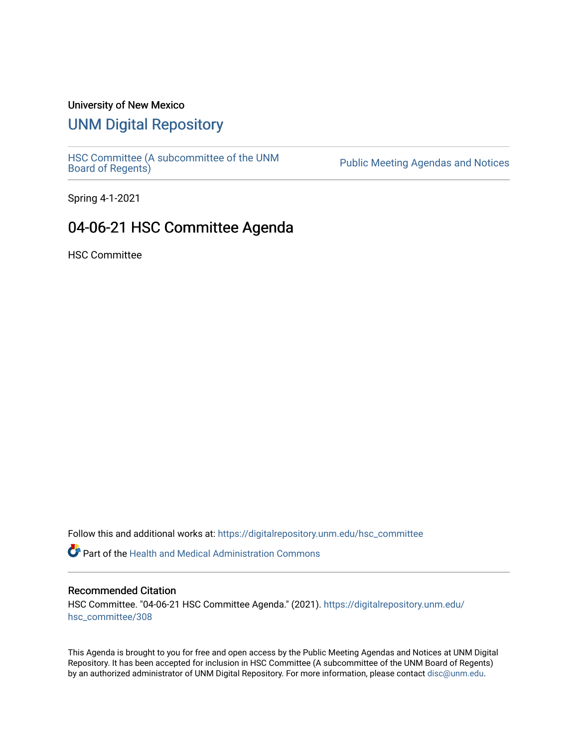University of New Mexico

# UNM Digital Repository

HSC Committee (A subcommittee of the UNM Board of Regents)

Public Meeting Agendas and Notices

Spring 4-1-2021

## 04-06-21 HSC Committee Agenda

HSC Committee

Follow this and additional works at: https://digitalrepository.unm.edu/hsc_committee

Part of the Health and Medical Administration Commons

### Recommended Citation

HSC Committee. "04-06-21 HSC Committee Agenda." (2021). https://digitalrepository.unm.edu/hsc_committee/308

This Agenda is brought to you for free and open access by the Public Meeting Agendas and Notices at UNM Digital Repository. It has been accepted for inclusion in HSC Committee (A subcommittee of the UNM Board of Regents) by an authorized administrator of UNM Digital Repository. For more information, please contact disc@unm.edu.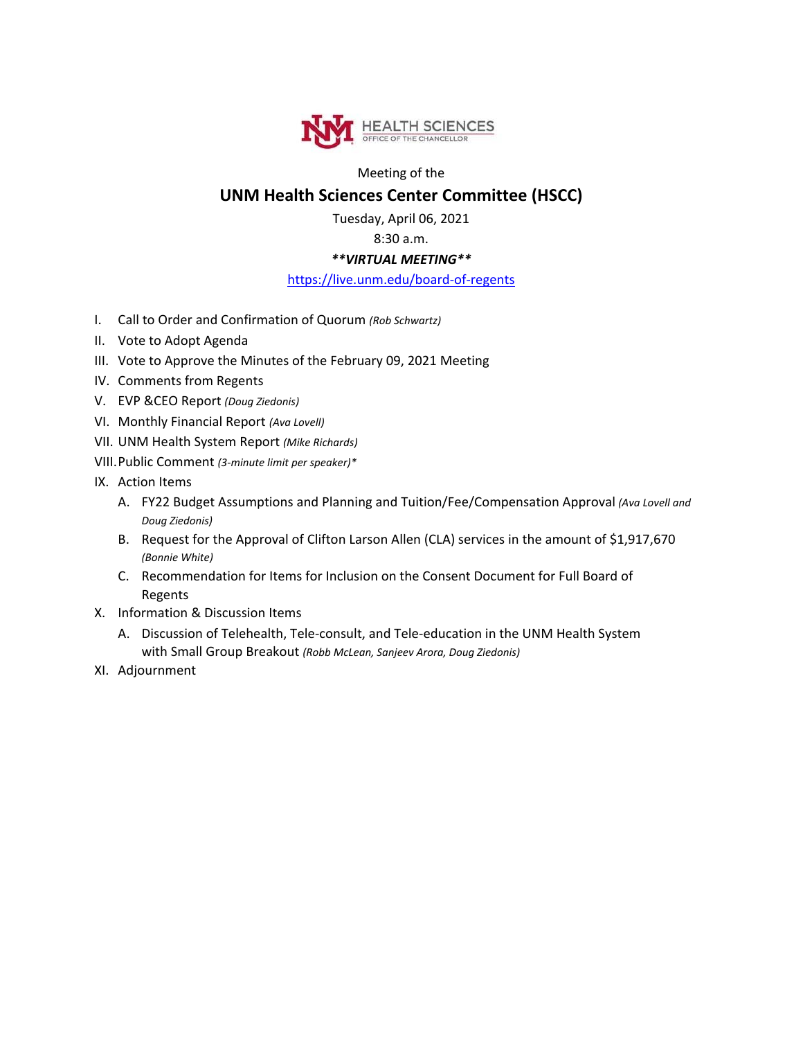HEALTH SCIENCES
OFFICE OF THE CHANCELLOR

Meeting of the

## UNM Health Sciences Center Committee (HSCC)

Tuesday, April 06, 2021

8:30 a.m.

***\*\*VIRTUAL MEETING\*\****

https://live.unm.edu/board-of-regents

I. Call to Order and Confirmation of Quorum *(Rob Schwartz)*

II. Vote to Adopt Agenda

III. Vote to Approve the Minutes of the February 09, 2021 Meeting

IV. Comments from Regents

V. EVP &CEO Report *(Doug Ziedonis)*

VI. Monthly Financial Report *(Ava Lovell)*

VII. UNM Health System Report *(Mike Richards)*

VIII. Public Comment *(3-minute limit per speaker)**

IX. Action Items

   A. FY22 Budget Assumptions and Planning and Tuition/Fee/Compensation Approval *(Ava Lovell and Doug Ziedonis)*

   B. Request for the Approval of Clifton Larson Allen (CLA) services in the amount of $1,917,670 *(Bonnie White)*

   C. Recommendation for Items for Inclusion on the Consent Document for Full Board of Regents

X. Information & Discussion Items

   A. Discussion of Telehealth, Tele-consult, and Tele-education in the UNM Health System with Small Group Breakout *(Robb McLean, Sanjeev Arora, Doug Ziedonis)*

XI. Adjournment